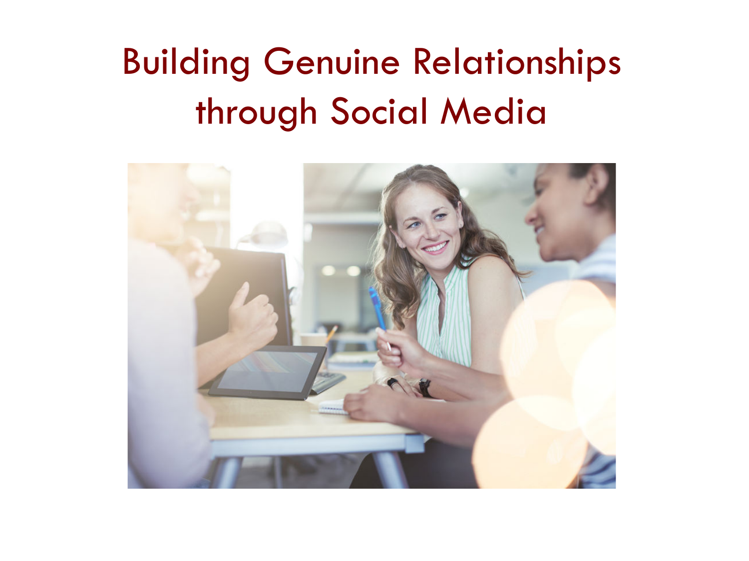# Building Genuine Relationships through Social Media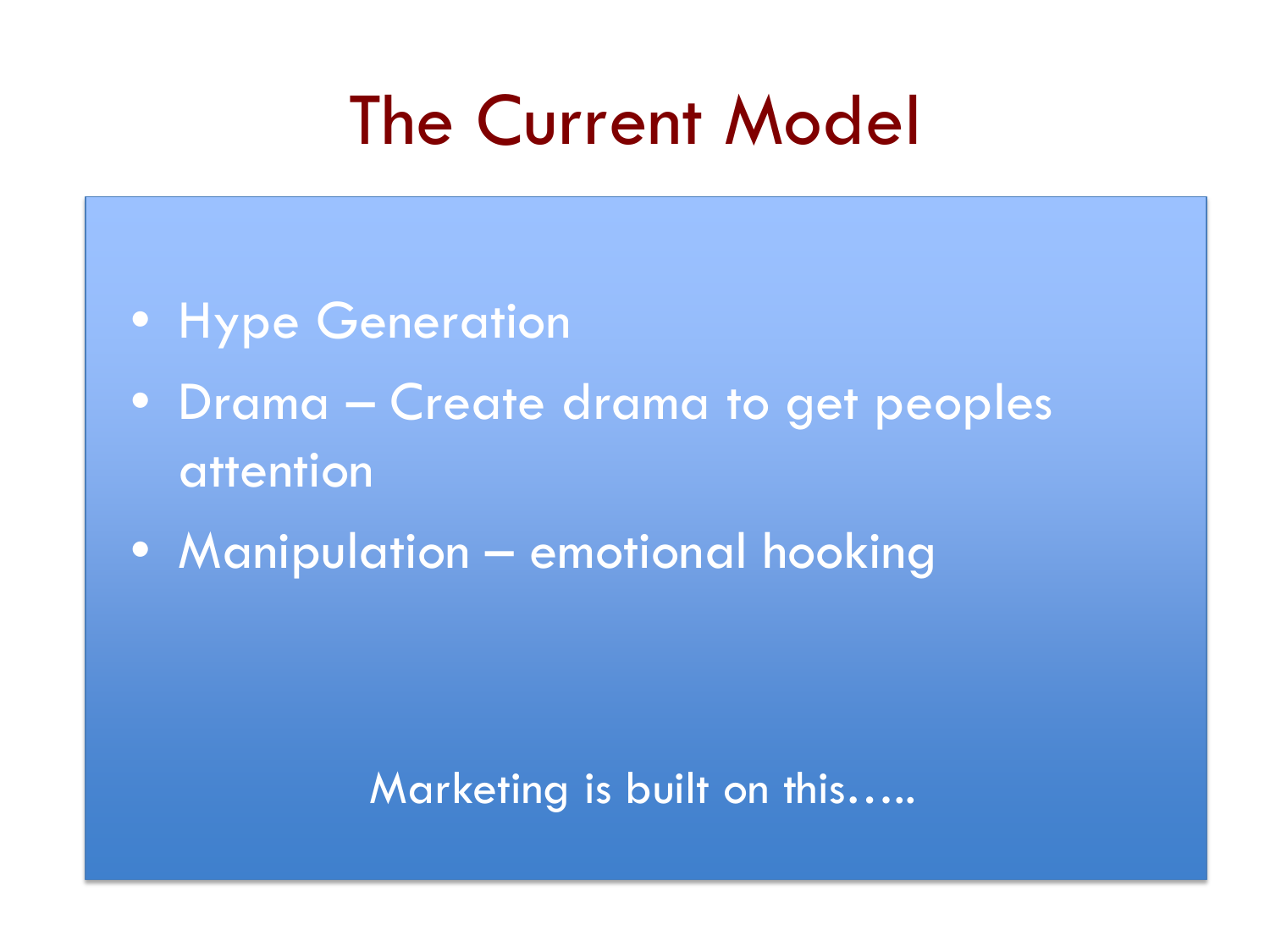# The Current Model

- Hype Generation
- Drama – Create drama to get peoples attention
- Manipulation – emotional hooking

Marketing is built on this…..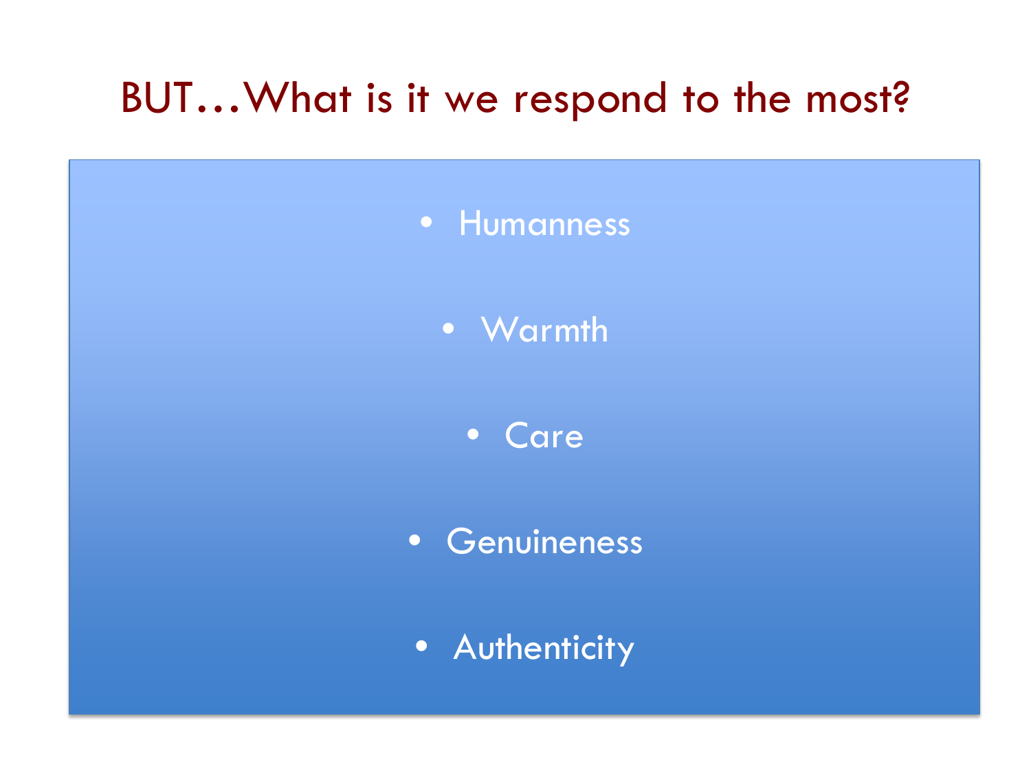# BUT…What is it we respond to the most?

- Humanness
- Warmth
- Care
- Genuineness
- Authenticity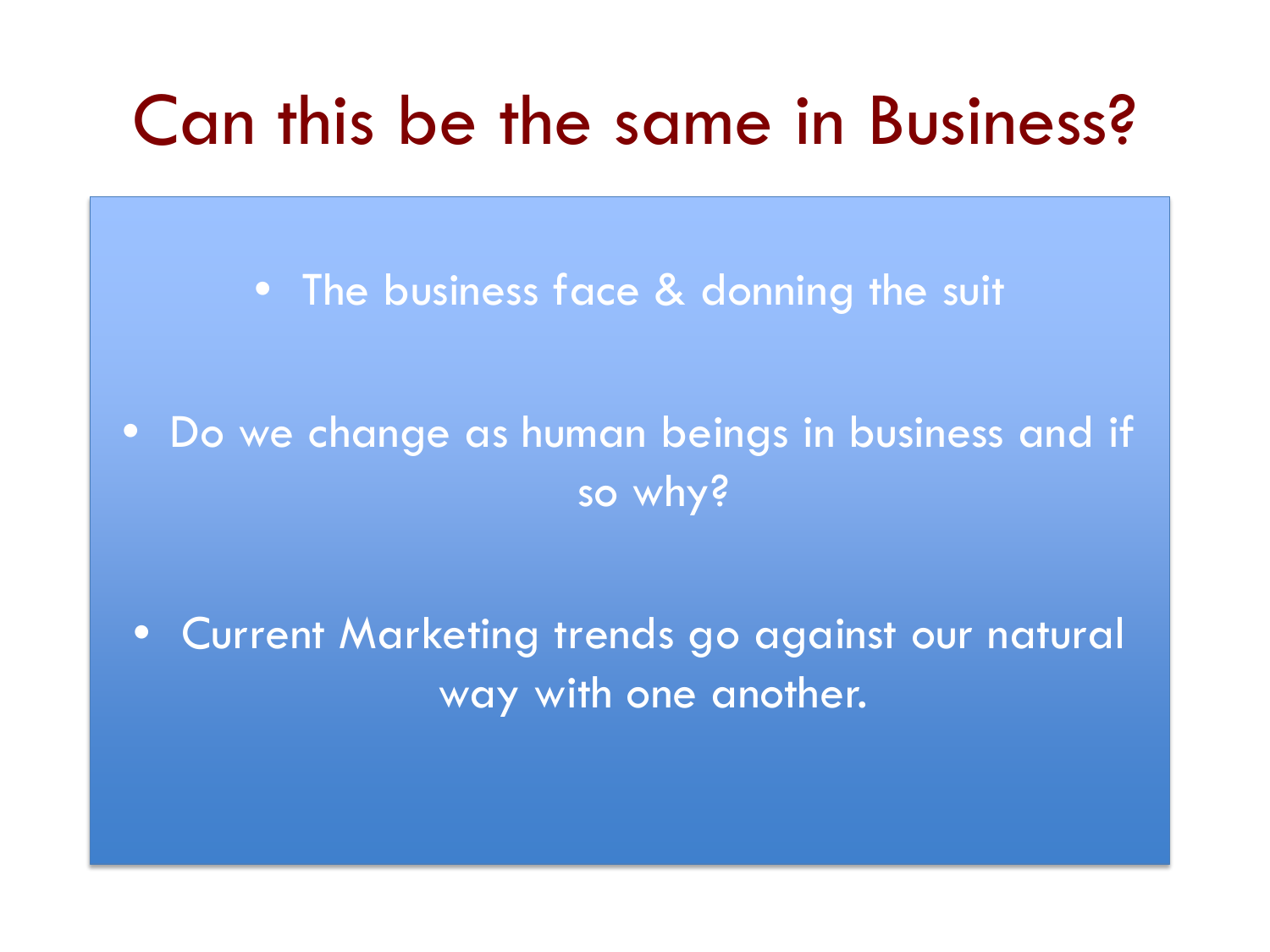# Can this be the same in Business?

- The business face & donning the suit
- Do we change as human beings in business and if so why?
- Current Marketing trends go against our natural way with one another.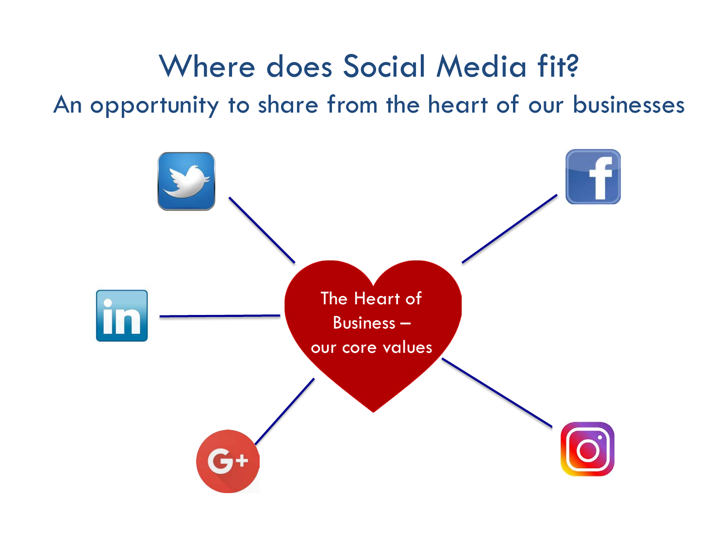# Where does Social Media fit?

## An opportunity to share from the heart of our businesses

The Heart of Business – our core values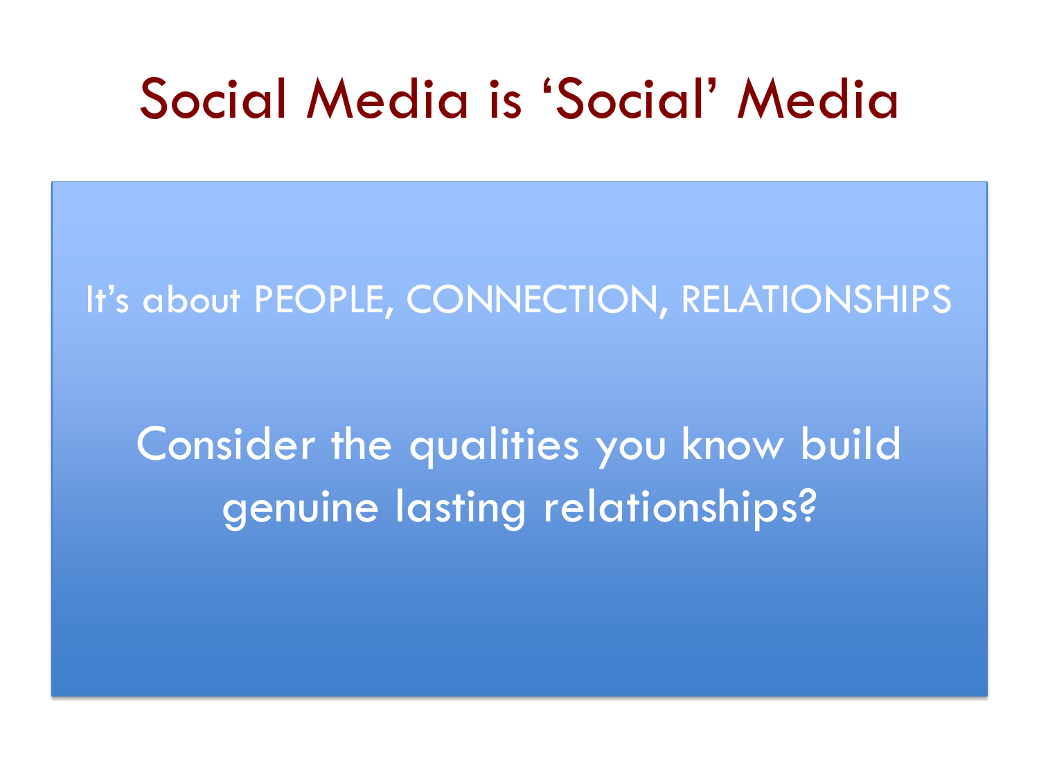# Social Media is 'Social' Media

It's about PEOPLE, CONNECTION, RELATIONSHIPS

Consider the qualities you know build genuine lasting relationships?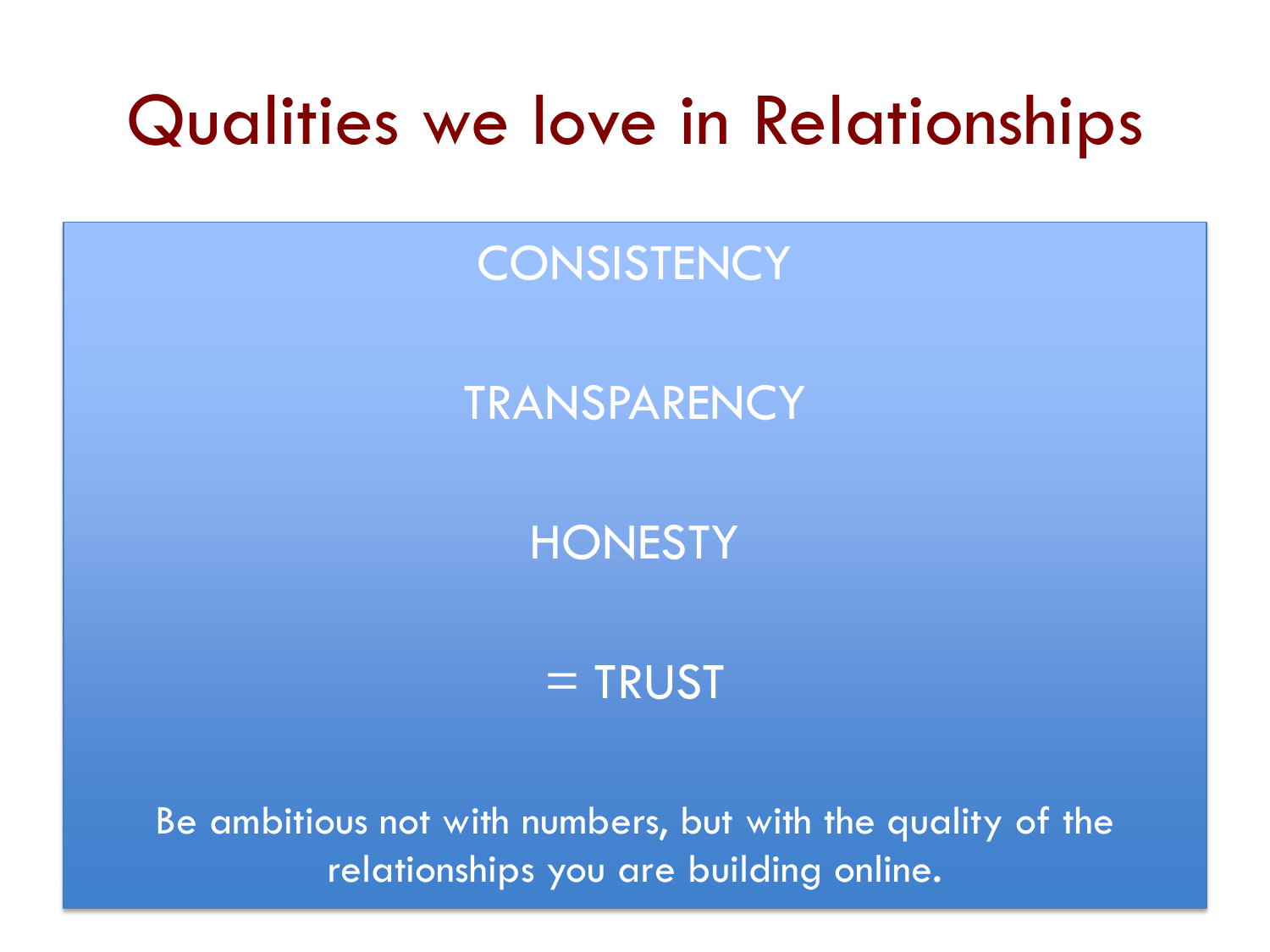# Qualities we love in Relationships

CONSISTENCY

TRANSPARENCY

HONESTY

= TRUST

Be ambitious not with numbers, but with the quality of the relationships you are building online.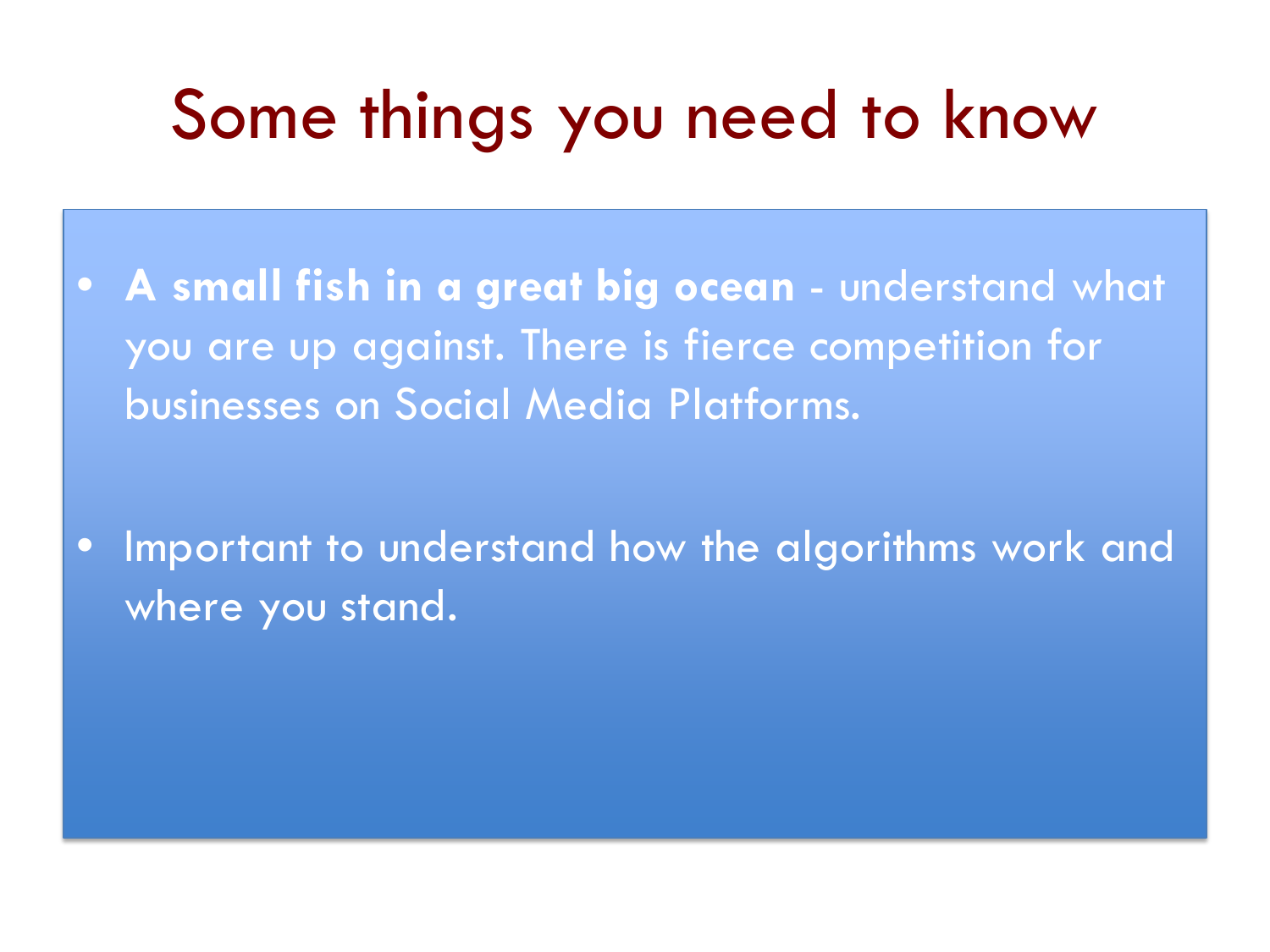# Some things you need to know

- **A small fish in a great big ocean** - understand what you are up against. There is fierce competition for businesses on Social Media Platforms.

- Important to understand how the algorithms work and where you stand.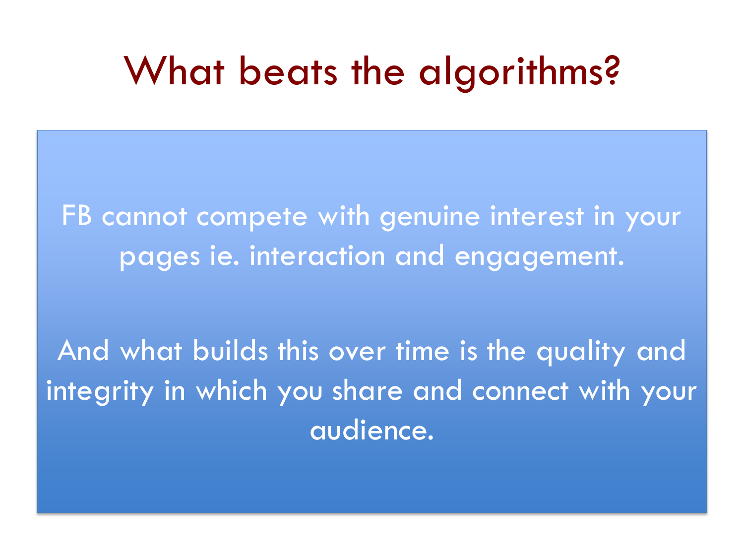# What beats the algorithms?

FB cannot compete with genuine interest in your pages ie. interaction and engagement.

And what builds this over time is the quality and integrity in which you share and connect with your audience.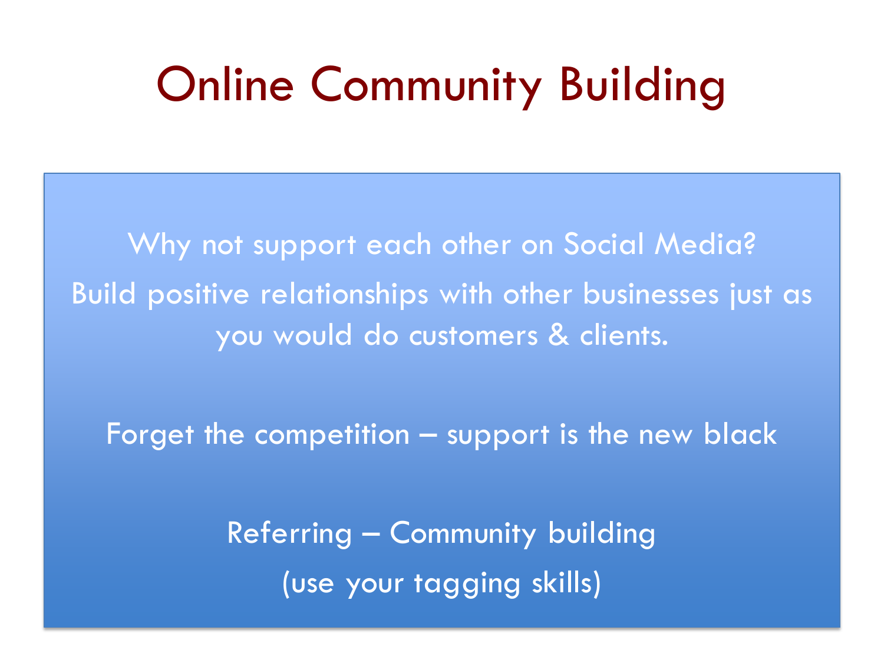# Online Community Building

Why not support each other on Social Media?

Build positive relationships with other businesses just as you would do customers & clients.

Forget the competition – support is the new black

Referring – Community building

(use your tagging skills)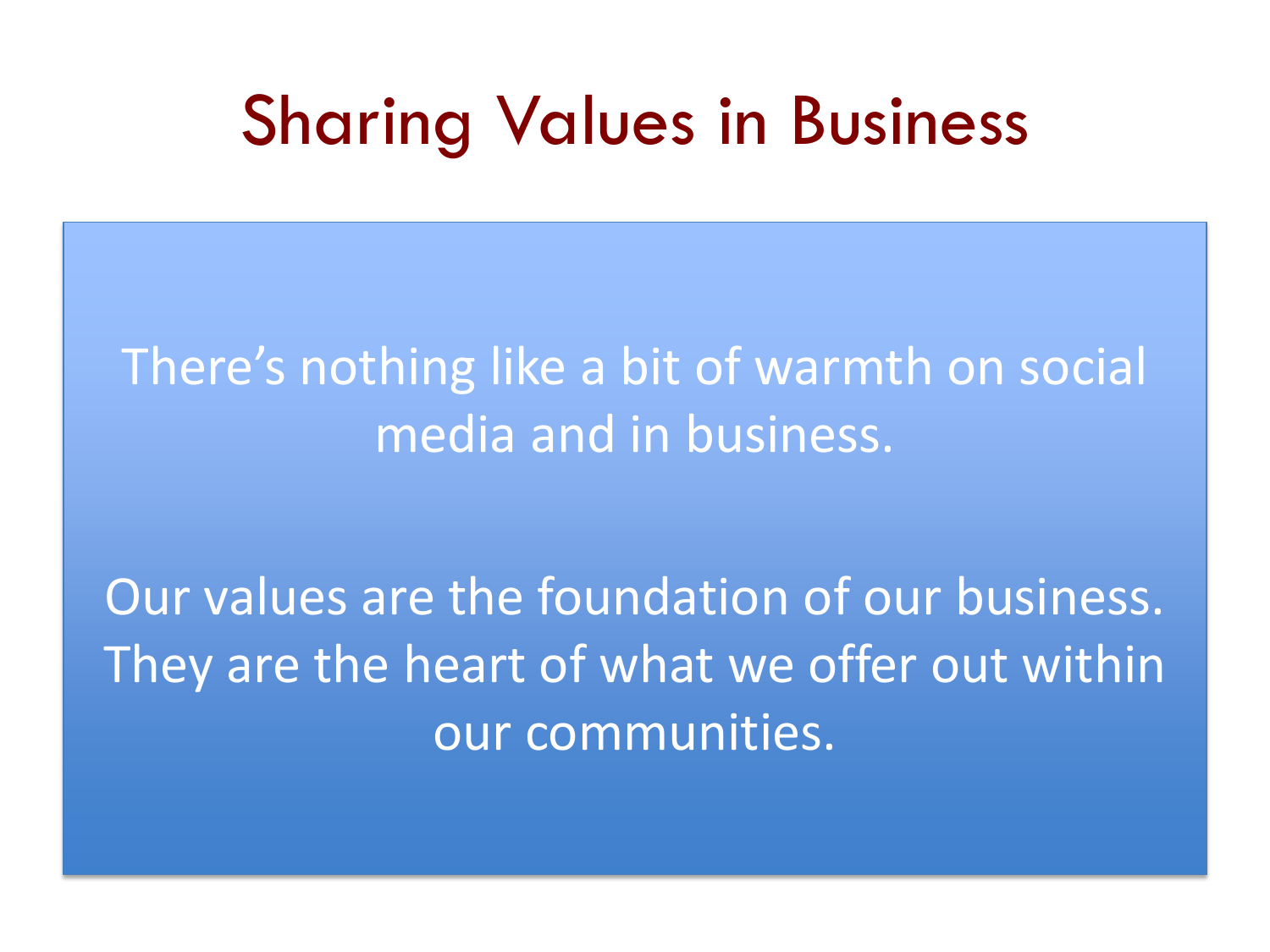# Sharing Values in Business

There's nothing like a bit of warmth on social media and in business.

Our values are the foundation of our business. They are the heart of what we offer out within our communities.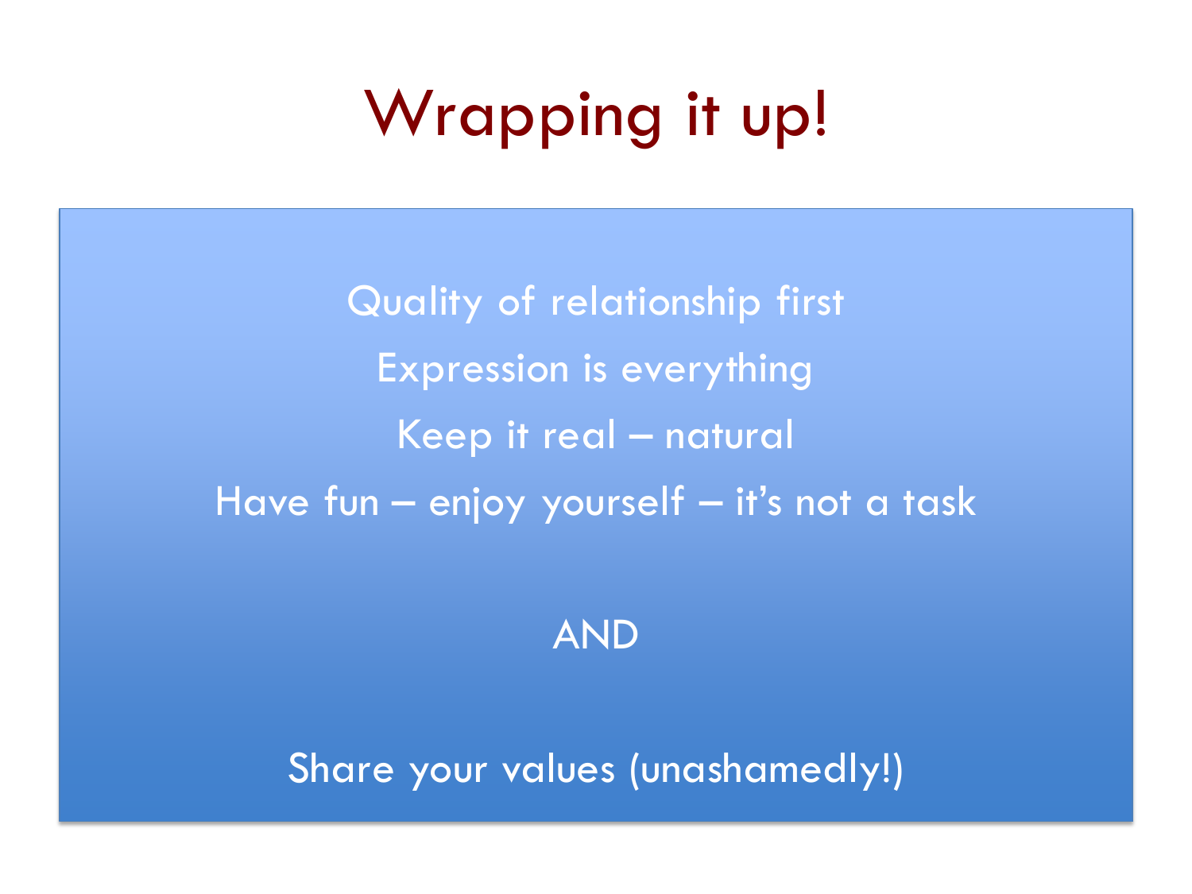# Wrapping it up!

Quality of relationship first

Expression is everything

Keep it real – natural

Have fun – enjoy yourself – it's not a task

AND

Share your values (unashamedly!)